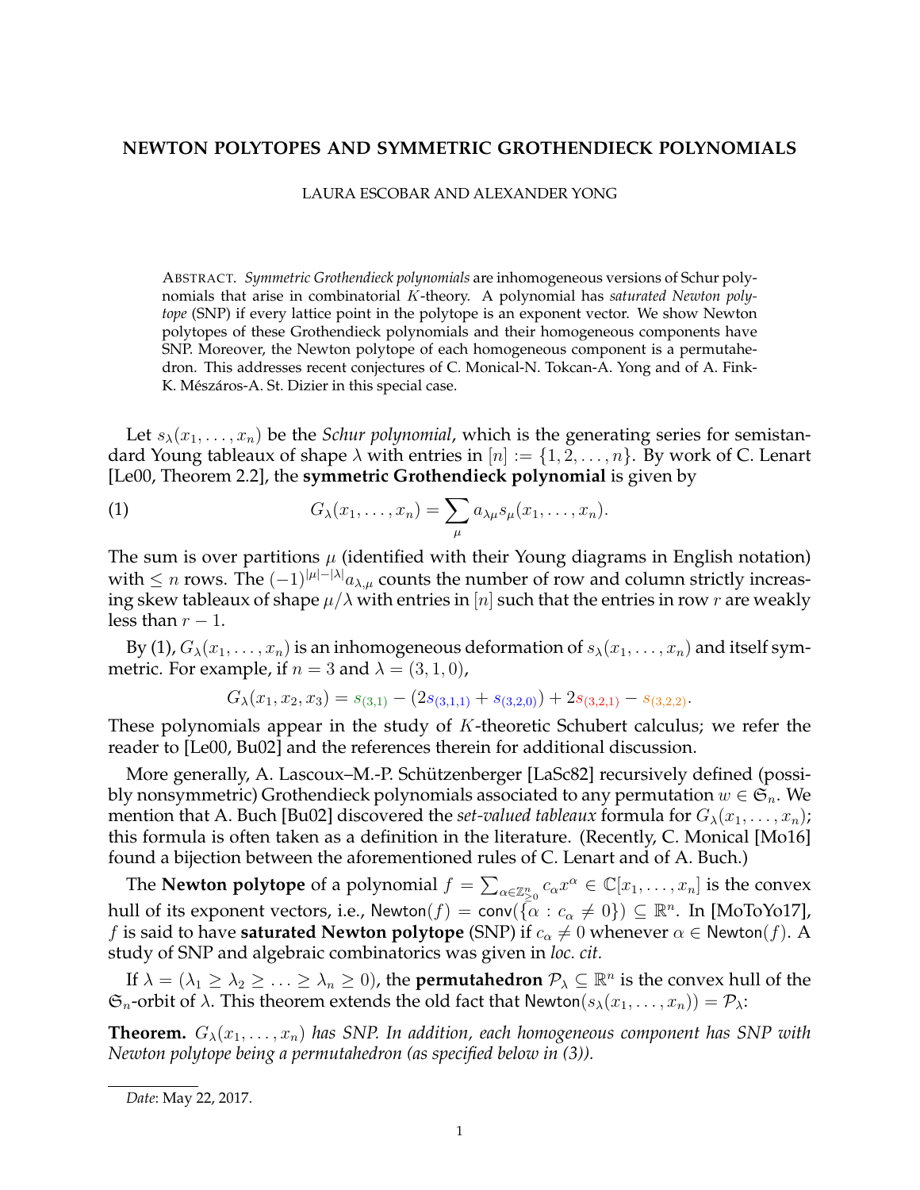# NEWTON POLYTOPES AND SYMMETRIC GROTHENDIECK POLYNOMIALS

LAURA ESCOBAR AND ALEXANDER YONG

ABSTRACT. *Symmetric Grothendieck polynomials* are inhomogeneous versions of Schur polynomials that arise in combinatorial $K$-theory. A polynomial has *saturated Newton polytope* (SNP) if every lattice point in the polytope is an exponent vector. We show Newton polytopes of these Grothendieck polynomials and their homogeneous components have SNP. Moreover, the Newton polytope of each homogeneous component is a permutahedron. This addresses recent conjectures of C. Monical-N. Tokcan-A. Yong and of A. Fink-K. Mészáros-A. St. Dizier in this special case.

Let $s_\lambda(x_1, \ldots, x_n)$ be the *Schur polynomial*, which is the generating series for semistandard Young tableaux of shape $\lambda$ with entries in $[n] := \{1, 2, \ldots, n\}$. By work of C. Lenart [Le00, Theorem 2.2], the **symmetric Grothendieck polynomial** is given by

$$G_\lambda(x_1, \ldots, x_n) = \sum_{\mu} a_{\lambda\mu} s_\mu(x_1, \ldots, x_n). \tag{1}$$

The sum is over partitions $\mu$ (identified with their Young diagrams in English notation) with $\leq n$ rows. The $(-1)^{|\mu|-|\lambda|} a_{\lambda,\mu}$ counts the number of row and column strictly increasing skew tableaux of shape $\mu/\lambda$ with entries in $[n]$ such that the entries in row $r$ are weakly less than $r-1$.

By (1), $G_\lambda(x_1, \ldots, x_n)$ is an inhomogeneous deformation of $s_\lambda(x_1, \ldots, x_n)$ and itself symmetric. For example, if $n = 3$ and $\lambda = (3, 1, 0)$,

$$G_\lambda(x_1, x_2, x_3) = s_{(3,1)} - (2s_{(3,1,1)} + s_{(3,2,0)}) + 2s_{(3,2,1)} - s_{(3,2,2)}.$$

These polynomials appear in the study of $K$-theoretic Schubert calculus; we refer the reader to [Le00, Bu02] and the references therein for additional discussion.

More generally, A. Lascoux–M.-P. Schützenberger [LaSc82] recursively defined (possibly nonsymmetric) Grothendieck polynomials associated to any permutation $w \in \mathfrak{S}_n$. We mention that A. Buch [Bu02] discovered the *set-valued tableaux* formula for $G_\lambda(x_1, \ldots, x_n)$; this formula is often taken as a definition in the literature. (Recently, C. Monical [Mo16] found a bijection between the aforementioned rules of C. Lenart and of A. Buch.)

The **Newton polytope** of a polynomial $f = \sum_{\alpha \in \mathbb{Z}^n_{\geq 0}} c_\alpha x^\alpha \in \mathbb{C}[x_1, \ldots, x_n]$ is the convex hull of its exponent vectors, i.e., $\mathsf{Newton}(f) = \mathsf{conv}(\{\alpha : c_\alpha \neq 0\}) \subseteq \mathbb{R}^n$. In [MoToYo17], $f$ is said to have **saturated Newton polytope** (SNP) if $c_\alpha \neq 0$ whenever $\alpha \in \mathsf{Newton}(f)$. A study of SNP and algebraic combinatorics was given in *loc. cit.*

If $\lambda = (\lambda_1 \geq \lambda_2 \geq \ldots \geq \lambda_n \geq 0)$, the **permutahedron** $\mathcal{P}_\lambda \subseteq \mathbb{R}^n$ is the convex hull of the $\mathfrak{S}_n$-orbit of $\lambda$. This theorem extends the old fact that $\mathsf{Newton}(s_\lambda(x_1, \ldots, x_n)) = \mathcal{P}_\lambda$:

**Theorem.** *$G_\lambda(x_1, \ldots, x_n)$ has SNP. In addition, each homogeneous component has SNP with Newton polytope being a permutahedron (as specified below in (3)).*

---

*Date*: May 22, 2017.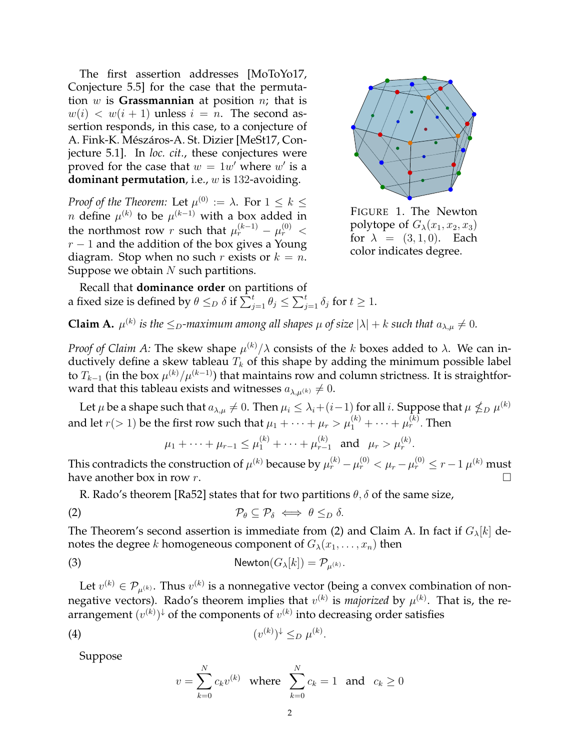The first assertion addresses [MoToYo17, Conjecture 5.5] for the case that the permutation $w$ is **Grassmannian** at position $n$; that is $w(i) < w(i+1)$ unless $i = n$. The second assertion responds, in this case, to a conjecture of A. Fink-K. Mészáros-A. St. Dizier [MeSt17, Conjecture 5.1]. In *loc. cit.*, these conjectures were proved for the case that $w = 1w'$ where $w'$ is a **dominant permutation**, i.e., $w$ is 132-avoiding.

FIGURE 1. The Newton polytope of $G_\lambda(x_1, x_2, x_3)$ for $\lambda = (3,1,0)$. Each color indicates degree.

*Proof of the Theorem:* Let $\mu^{(0)} := \lambda$. For $1 \le k \le n$ define $\mu^{(k)}$ to be $\mu^{(k-1)}$ with a box added in the northmost row $r$ such that $\mu_r^{(k-1)} - \mu_r^{(0)} < r - 1$ and the addition of the box gives a Young diagram. Stop when no such $r$ exists or $k = n$. Suppose we obtain $N$ such partitions.

Recall that **dominance order** on partitions of a fixed size is defined by $\theta \le_D \delta$ if $\sum_{j=1}^{t} \theta_j \le \sum_{j=1}^{t} \delta_j$ for $t \ge 1$.

**Claim A.** *$\mu^{(k)}$ is the $\le_D$-maximum among all shapes $\mu$ of size $|\lambda| + k$ such that $a_{\lambda,\mu} \neq 0$.*

*Proof of Claim A:* The skew shape $\mu^{(k)}/\lambda$ consists of the $k$ boxes added to $\lambda$. We can inductively define a skew tableau $T_k$ of this shape by adding the minimum possible label to $T_{k-1}$ (in the box $\mu^{(k)}/\mu^{(k-1)}$) that maintains row and column strictness. It is straightforward that this tableau exists and witnesses $a_{\lambda,\mu^{(k)}} \neq 0$.

Let $\mu$ be a shape such that $a_{\lambda,\mu} \neq 0$. Then $\mu_i \le \lambda_i + (i-1)$ for all $i$. Suppose that $\mu \not\le_D \mu^{(k)}$ and let $r (> 1)$ be the first row such that $\mu_1 + \cdots + \mu_r > \mu_1^{(k)} + \cdots + \mu_r^{(k)}$. Then

$$\mu_1 + \cdots + \mu_{r-1} \le \mu_1^{(k)} + \cdots + \mu_{r-1}^{(k)} \quad \text{and} \quad \mu_r > \mu_r^{(k)}.$$

This contradicts the construction of $\mu^{(k)}$ because by $\mu_r^{(k)} - \mu_r^{(0)} < \mu_r - \mu_r^{(0)} \le r - 1$ $\mu^{(k)}$ must have another box in row $r$. $\square$

R. Rado's theorem [Ra52] states that for two partitions $\theta, \delta$ of the same size,

$$\mathcal{P}_\theta \subseteq \mathcal{P}_\delta \iff \theta \le_D \delta. \tag{2}$$

The Theorem's second assertion is immediate from (2) and Claim A. In fact if $G_\lambda[k]$ denotes the degree $k$ homogeneous component of $G_\lambda(x_1, \ldots, x_n)$ then

$$\mathsf{Newton}(G_\lambda[k]) = \mathcal{P}_{\mu^{(k)}}. \tag{3}$$

Let $v^{(k)} \in \mathcal{P}_{\mu^{(k)}}$. Thus $v^{(k)}$ is a nonnegative vector (being a convex combination of nonnegative vectors). Rado's theorem implies that $v^{(k)}$ is *majorized* by $\mu^{(k)}$. That is, the rearrangement $(v^{(k)})^{\downarrow}$ of the components of $v^{(k)}$ into decreasing order satisfies

$$(v^{(k)})^{\downarrow} \le_D \mu^{(k)}. \tag{4}$$

Suppose

$$v = \sum_{k=0}^{N} c_k v^{(k)} \quad \text{where} \quad \sum_{k=0}^{N} c_k = 1 \quad \text{and} \quad c_k \ge 0$$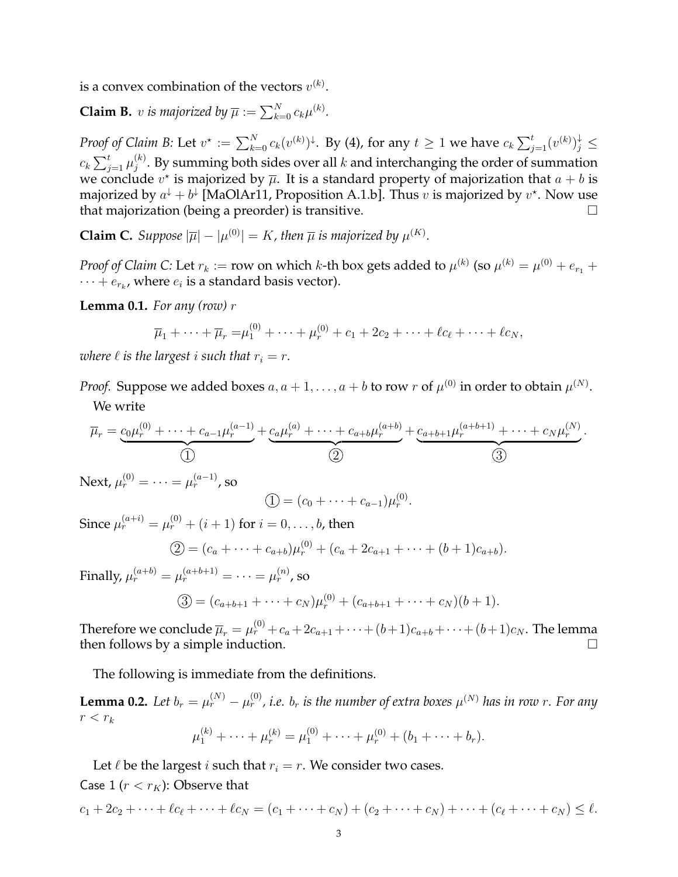is a convex combination of the vectors $v^{(k)}$.

**Claim B.** *$v$ is majorized by $\overline{\mu} := \sum_{k=0}^{N} c_k \mu^{(k)}$.*

*Proof of Claim B:* Let $v^\star := \sum_{k=0}^{N} c_k (v^{(k)})^\downarrow$. By (4), for any $t \geq 1$ we have $c_k \sum_{j=1}^{t} (v^{(k)})_j^\downarrow \leq c_k \sum_{j=1}^{t} \mu_j^{(k)}$. By summing both sides over all $k$ and interchanging the order of summation we conclude $v^\star$ is majorized by $\overline{\mu}$. It is a standard property of majorization that $a + b$ is majorized by $a^\downarrow + b^\downarrow$ [MaOlAr11, Proposition A.1.b]. Thus $v$ is majorized by $v^\star$. Now use that majorization (being a preorder) is transitive. $\square$

**Claim C.** *Suppose $|\overline{\mu}| - |\mu^{(0)}| = K$, then $\overline{\mu}$ is majorized by $\mu^{(K)}$.*

*Proof of Claim C:* Let $r_k :=$ row on which $k$-th box gets added to $\mu^{(k)}$ (so $\mu^{(k)} = \mu^{(0)} + e_{r_1} + \cdots + e_{r_k}$, where $e_i$ is a standard basis vector).

**Lemma 0.1.** *For any (row) $r$*

$$\overline{\mu}_1 + \cdots + \overline{\mu}_r = \mu_1^{(0)} + \cdots + \mu_r^{(0)} + c_1 + 2c_2 + \cdots + \ell c_\ell + \cdots + \ell c_N,$$

*where $\ell$ is the largest $i$ such that $r_i = r$.*

*Proof.* Suppose we added boxes $a, a+1, \ldots, a+b$ to row $r$ of $\mu^{(0)}$ in order to obtain $\mu^{(N)}$.

We write

$$\overline{\mu}_r = \underbrace{c_0\mu_r^{(0)} + \cdots + c_{a-1}\mu_r^{(a-1)}}_{①} + \underbrace{c_a\mu_r^{(a)} + \cdots + c_{a+b}\mu_r^{(a+b)}}_{②} + \underbrace{c_{a+b+1}\mu_r^{(a+b+1)} + \cdots + c_N\mu_r^{(N)}}_{③}.$$

Next, $\mu_r^{(0)} = \cdots = \mu_r^{(a-1)}$, so

$$① = (c_0 + \cdots + c_{a-1})\mu_r^{(0)}.$$

Since $\mu_r^{(a+i)} = \mu_r^{(0)} + (i+1)$ for $i = 0, \ldots, b$, then

$$② = (c_a + \cdots + c_{a+b})\mu_r^{(0)} + (c_a + 2c_{a+1} + \cdots + (b+1)c_{a+b}).$$

Finally, $\mu_r^{(a+b)} = \mu_r^{(a+b+1)} = \cdots = \mu_r^{(n)}$, so

$$③ = (c_{a+b+1} + \cdots + c_N)\mu_r^{(0)} + (c_{a+b+1} + \cdots + c_N)(b+1).$$

Therefore we conclude $\overline{\mu}_r = \mu_r^{(0)} + c_a + 2c_{a+1} + \cdots + (b+1)c_{a+b} + \cdots + (b+1)c_N$. The lemma then follows by a simple induction. $\square$

The following is immediate from the definitions.

**Lemma 0.2.** *Let $b_r = \mu_r^{(N)} - \mu_r^{(0)}$, i.e. $b_r$ is the number of extra boxes $\mu^{(N)}$ has in row $r$. For any $r < r_k$*

$$\mu_1^{(k)} + \cdots + \mu_r^{(k)} = \mu_1^{(0)} + \cdots + \mu_r^{(0)} + (b_1 + \cdots + b_r).$$

Let $\ell$ be the largest $i$ such that $r_i = r$. We consider two cases.

Case 1 ($r < r_K$): Observe that

$$c_1 + 2c_2 + \cdots + \ell c_\ell + \cdots + \ell c_N = (c_1 + \cdots + c_N) + (c_2 + \cdots + c_N) + \cdots + (c_\ell + \cdots + c_N) \leq \ell.$$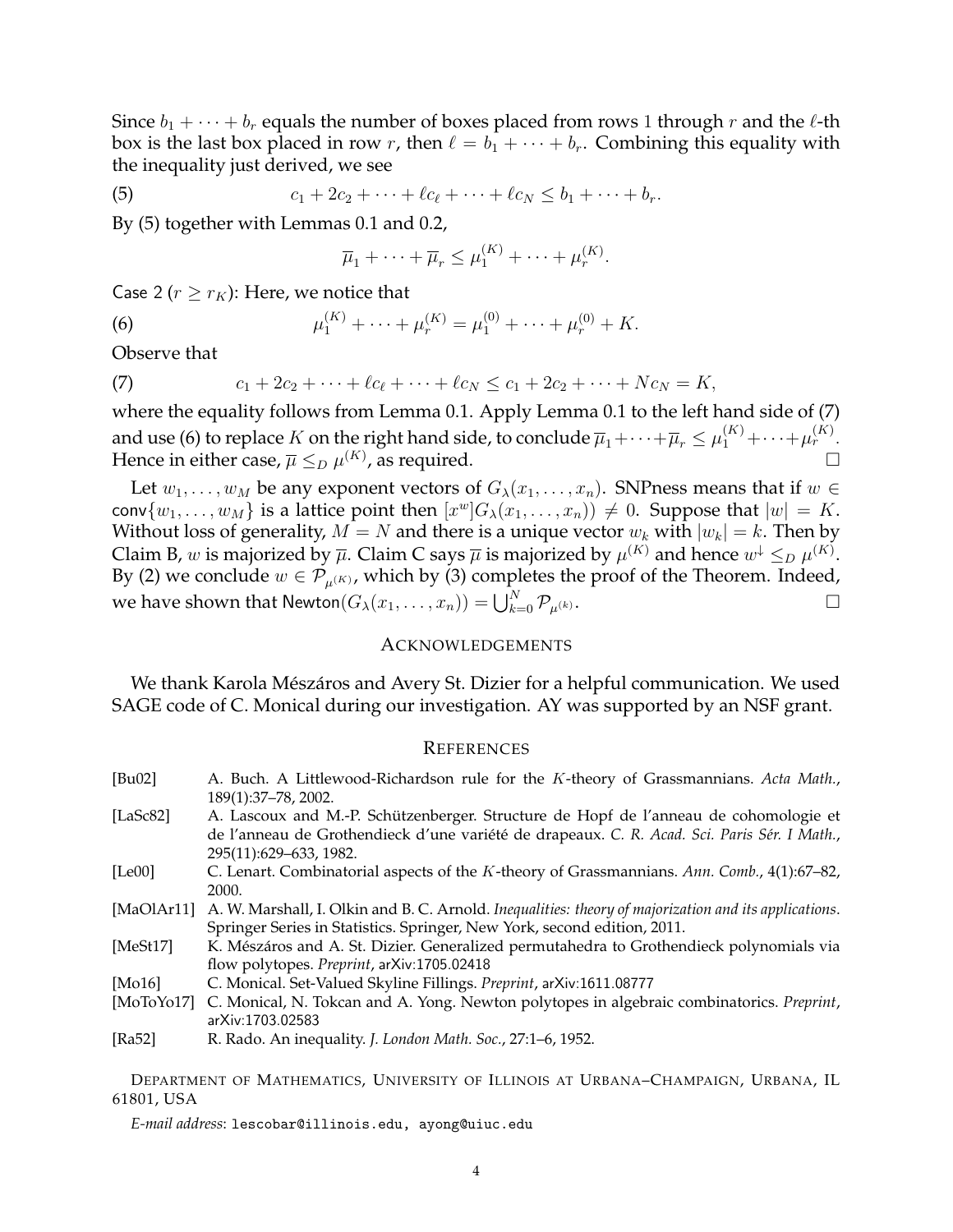Since $b_1 + \cdots + b_r$ equals the number of boxes placed from rows $1$ through $r$ and the $\ell$-th box is the last box placed in row $r$, then $\ell = b_1 + \cdots + b_r$. Combining this equality with the inequality just derived, we see

$$c_1 + 2c_2 + \cdots + \ell c_\ell + \cdots + \ell c_N \leq b_1 + \cdots + b_r. \tag{5}$$

By (5) together with Lemmas 0.1 and 0.2,

$$\overline{\mu}_1 + \cdots + \overline{\mu}_r \leq \mu_1^{(K)} + \cdots + \mu_r^{(K)}.$$

Case 2 ($r \geq r_K$): Here, we notice that

$$\mu_1^{(K)} + \cdots + \mu_r^{(K)} = \mu_1^{(0)} + \cdots + \mu_r^{(0)} + K. \tag{6}$$

Observe that

$$c_1 + 2c_2 + \cdots + \ell c_\ell + \cdots + \ell c_N \leq c_1 + 2c_2 + \cdots + Nc_N = K, \tag{7}$$

where the equality follows from Lemma 0.1. Apply Lemma 0.1 to the left hand side of (7) and use (6) to replace $K$ on the right hand side, to conclude $\overline{\mu}_1 + \cdots + \overline{\mu}_r \leq \mu_1^{(K)} + \cdots + \mu_r^{(K)}$. Hence in either case, $\overline{\mu} \leq_D \mu^{(K)}$, as required. □

Let $w_1, \ldots, w_M$ be any exponent vectors of $G_\lambda(x_1, \ldots, x_n)$. SNPness means that if $w \in \mathsf{conv}\{w_1, \ldots, w_M\}$ is a lattice point then $[x^w]G_\lambda(x_1, \ldots, x_n)) \neq 0$. Suppose that $|w| = K$. Without loss of generality, $M = N$ and there is a unique vector $w_k$ with $|w_k| = k$. Then by Claim B, $w$ is majorized by $\overline{\mu}$. Claim C says $\overline{\mu}$ is majorized by $\mu^{(K)}$ and hence $w^{\downarrow} \leq_D \mu^{(K)}$. By (2) we conclude $w \in \mathcal{P}_{\mu^{(K)}}$, which by (3) completes the proof of the Theorem. Indeed, we have shown that $\mathsf{Newton}(G_\lambda(x_1, \ldots, x_n)) = \bigcup_{k=0}^{N} \mathcal{P}_{\mu^{(k)}}$. □

## Acknowledgements

We thank Karola Mészáros and Avery St. Dizier for a helpful communication. We used SAGE code of C. Monical during our investigation. AY was supported by an NSF grant.

## References

- [Bu02] A. Buch. A Littlewood-Richardson rule for the $K$-theory of Grassmannians. *Acta Math.*, 189(1):37–78, 2002.
- [LaSc82] A. Lascoux and M.-P. Schützenberger. Structure de Hopf de l'anneau de cohomologie et de l'anneau de Grothendieck d'une variété de drapeaux. *C. R. Acad. Sci. Paris Sér. I Math.*, 295(11):629–633, 1982.
- [Le00] C. Lenart. Combinatorial aspects of the $K$-theory of Grassmannians. *Ann. Comb.*, 4(1):67–82, 2000.
- [MaOlAr11] A. W. Marshall, I. Olkin and B. C. Arnold. *Inequalities: theory of majorization and its applications*. Springer Series in Statistics. Springer, New York, second edition, 2011.
- [MeSt17] K. Mészáros and A. St. Dizier. Generalized permutahedra to Grothendieck polynomials via flow polytopes. *Preprint*, arXiv:1705.02418
- [Mo16] C. Monical. Set-Valued Skyline Fillings. *Preprint*, arXiv:1611.08777
- [MoToYo17] C. Monical, N. Tokcan and A. Yong. Newton polytopes in algebraic combinatorics. *Preprint*, arXiv:1703.02583
- [Ra52] R. Rado. An inequality. *J. London Math. Soc.*, 27:1–6, 1952.

Department of Mathematics, University of Illinois at Urbana–Champaign, Urbana, IL 61801, USA

*E-mail address*: lescobar@illinois.edu, ayong@uiuc.edu